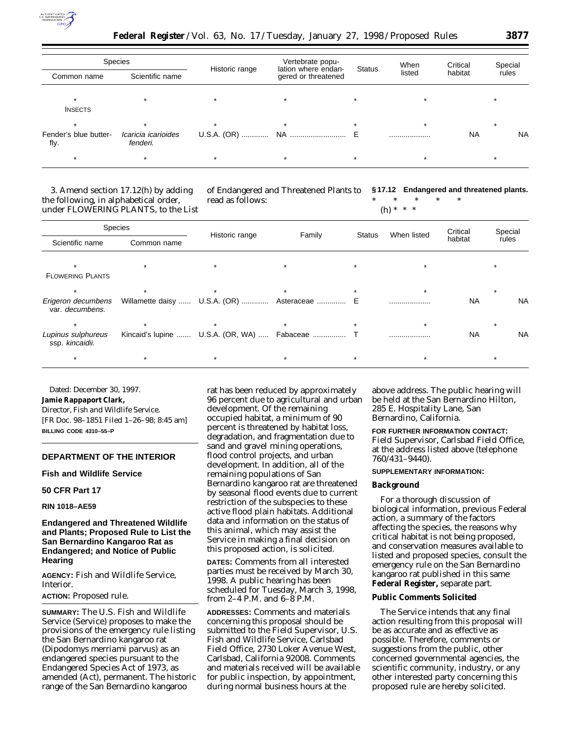| Species | | Historic range | Vertebrate population where endangered or threatened | Status | When listed | Critical habitat | Special rules |
|---|---|---|---|---|---|---|---|
| Common name | Scientific name | | | | | | |
| * | * | * | * | * | * | | * |
| INSECTS | | | | | | | |
| * | * | * | * | * | * | | * |
| Fender's blue butterfly. | *Icaricia icarioides fenderi.* | U.S.A. (OR) ............ | NA .......................... | E | .................... | NA | NA |
| * | * | * | * | * | * | | * |

3. Amend section 17.12(h) by adding the following, in alphabetical order, under FLOWERING PLANTS, to the List of Endangered and Threatened Plants to read as follows:

**§ 17.12 Endangered and threatened plants.**

\* \* \* \* \*

(h) \* \* \*

| Species | | Historic range | Family | Status | When listed | Critical habitat | Special rules |
|---|---|---|---|---|---|---|---|
| Scientific name | Common name | | | | | | |
| * | * | * | * | * | * | | * |
| FLOWERING PLANTS | | | | | | | |
| * | * | * | * | * | * | | * |
| *Erigeron decumbens* var. *decumbens.* | Willamette daisy ...... | U.S.A. (OR) ............ | Asteraceae ............. | E | .................... | NA | NA |
| * | * | * | * | * | * | | * |
| *Lupinus sulphureus* ssp. *kincaidii.* | Kincaid's lupine ....... | U.S.A. (OR, WA) ..... | Fabaceae ............... | T | .................... | NA | NA |
| * | * | * | * | * | * | | * |

Dated: December 30, 1997.

**Jamie Rappaport Clark,**

*Director, Fish and Wildlife Service.*

[FR Doc. 98–1851 Filed 1–26–98; 8:45 am]

**BILLING CODE 4310–55–P**

**DEPARTMENT OF THE INTERIOR**

**Fish and Wildlife Service**

**50 CFR Part 17**

**RIN 1018–AE59**

## Endangered and Threatened Wildlife and Plants; Proposed Rule to List the San Bernardino Kangaroo Rat as Endangered; and Notice of Public Hearing

**AGENCY:** Fish and Wildlife Service, Interior.

**ACTION:** Proposed rule.

**SUMMARY:** The U.S. Fish and Wildlife Service (Service) proposes to make the provisions of the emergency rule listing the San Bernardino kangaroo rat (Dipodomys merriami parvus) as an endangered species pursuant to the Endangered Species Act of 1973, as amended (Act), permanent. The historic range of the San Bernardino kangaroo rat has been reduced by approximately 96 percent due to agricultural and urban development. Of the remaining occupied habitat, a minimum of 90 percent is threatened by habitat loss, degradation, and fragmentation due to sand and gravel mining operations, flood control projects, and urban development. In addition, all of the remaining populations of San Bernardino kangaroo rat are threatened by seasonal flood events due to current restriction of the subspecies to these active flood plain habitats. Additional data and information on the status of this animal, which may assist the Service in making a final decision on this proposed action, is solicited.

**DATES:** Comments from all interested parties must be received by March 30, 1998. A public hearing has been scheduled for Tuesday, March 3, 1998, from 2–4 P.M. and 6–8 P.M.

**ADDRESSES:** Comments and materials concerning this proposal should be submitted to the Field Supervisor, U.S. Fish and Wildlife Service, Carlsbad Field Office, 2730 Loker Avenue West, Carlsbad, California 92008. Comments and materials received will be available for public inspection, by appointment, during normal business hours at the above address. The public hearing will be held at the San Bernardino Hilton, 285 E. Hospitality Lane, San Bernardino, California.

**FOR FURTHER INFORMATION CONTACT:** Field Supervisor, Carlsbad Field Office, at the address listed above (telephone 760/431–9440).

**SUPPLEMENTARY INFORMATION:**

### Background

For a thorough discussion of biological information, previous Federal action, a summary of the factors affecting the species, the reasons why critical habitat is not being proposed, and conservation measures available to listed and proposed species, consult the emergency rule on the San Bernardino kangaroo rat published in this same **Federal Register,** separate part.

### Public Comments Solicited

The Service intends that any final action resulting from this proposal will be as accurate and as effective as possible. Therefore, comments or suggestions from the public, other concerned governmental agencies, the scientific community, industry, or any other interested party concerning this proposed rule are hereby solicited.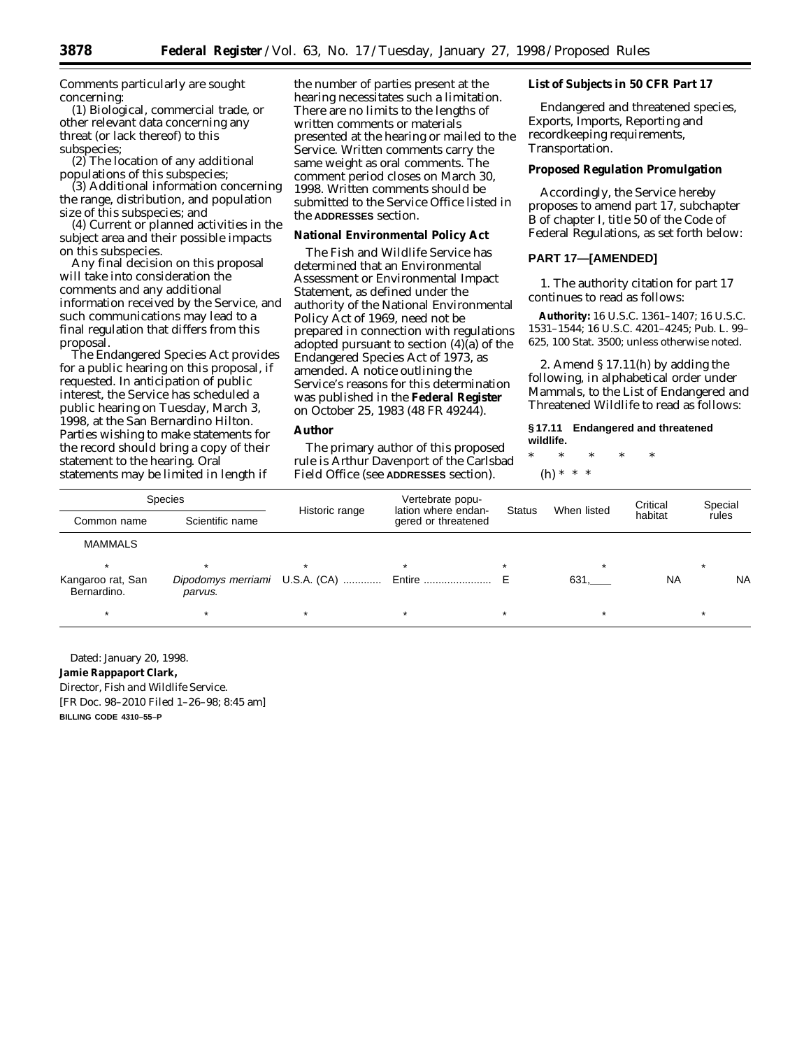Comments particularly are sought concerning:

(1) Biological, commercial trade, or other relevant data concerning any threat (or lack thereof) to this subspecies;

(2) The location of any additional populations of this subspecies;

(3) Additional information concerning the range, distribution, and population size of this subspecies; and

(4) Current or planned activities in the subject area and their possible impacts on this subspecies.

Any final decision on this proposal will take into consideration the comments and any additional information received by the Service, and such communications may lead to a final regulation that differs from this proposal.

The Endangered Species Act provides for a public hearing on this proposal, if requested. In anticipation of public interest, the Service has scheduled a public hearing on Tuesday, March 3, 1998, at the San Bernardino Hilton. Parties wishing to make statements for the record should bring a copy of their statement to the hearing. Oral statements may be limited in length if the number of parties present at the hearing necessitates such a limitation. There are no limits to the lengths of written comments or materials presented at the hearing or mailed to the Service. Written comments carry the same weight as oral comments. The comment period closes on March 30, 1998. Written comments should be submitted to the Service Office listed in the ADDRESSES section.

**National Environmental Policy Act**

The Fish and Wildlife Service has determined that an Environmental Assessment or Environmental Impact Statement, as defined under the authority of the National Environmental Policy Act of 1969, need not be prepared in connection with regulations adopted pursuant to section (4)(a) of the Endangered Species Act of 1973, as amended. A notice outlining the Service's reasons for this determination was published in the **Federal Register** on October 25, 1983 (48 FR 49244).

**Author**

The primary author of this proposed rule is Arthur Davenport of the Carlsbad Field Office (see ADDRESSES section).

**List of Subjects in 50 CFR Part 17**

Endangered and threatened species, Exports, Imports, Reporting and recordkeeping requirements, Transportation.

**Proposed Regulation Promulgation**

Accordingly, the Service hereby proposes to amend part 17, subchapter B of chapter I, title 50 of the Code of Federal Regulations, as set forth below:

**PART 17—[AMENDED]**

1. The authority citation for part 17 continues to read as follows:

**Authority:** 16 U.S.C. 1361–1407; 16 U.S.C. 1531–1544; 16 U.S.C. 4201–4245; Pub. L. 99–625, 100 Stat. 3500; unless otherwise noted.

2. Amend § 17.11(h) by adding the following, in alphabetical order under Mammals, to the List of Endangered and Threatened Wildlife to read as follows:

**§ 17.11 Endangered and threatened wildlife.**

\* \* \* \* \*

(h) \* \* \*

| Species | | Historic range | Vertebrate population where endangered or threatened | Status | When listed | Critical habitat | Special rules |
|---|---|---|---|---|---|---|---|
| Common name | Scientific name | | | | | | |
| MAMMALS | | | | | | | |
| * | * | * | * | * | * | | * |
| Kangaroo rat, San Bernardino. | *Dipodomys merriami parvus.* | U.S.A. (CA) ............ | Entire ...................... | E | 631,\_\_\_\_ | NA | NA |
| * | * | * | * | * | * | | * |

Dated: January 20, 1998.

**Jamie Rappaport Clark,**

*Director, Fish and Wildlife Service.*

[FR Doc. 98–2010 Filed 1–26–98; 8:45 am]

BILLING CODE 4310–55–P